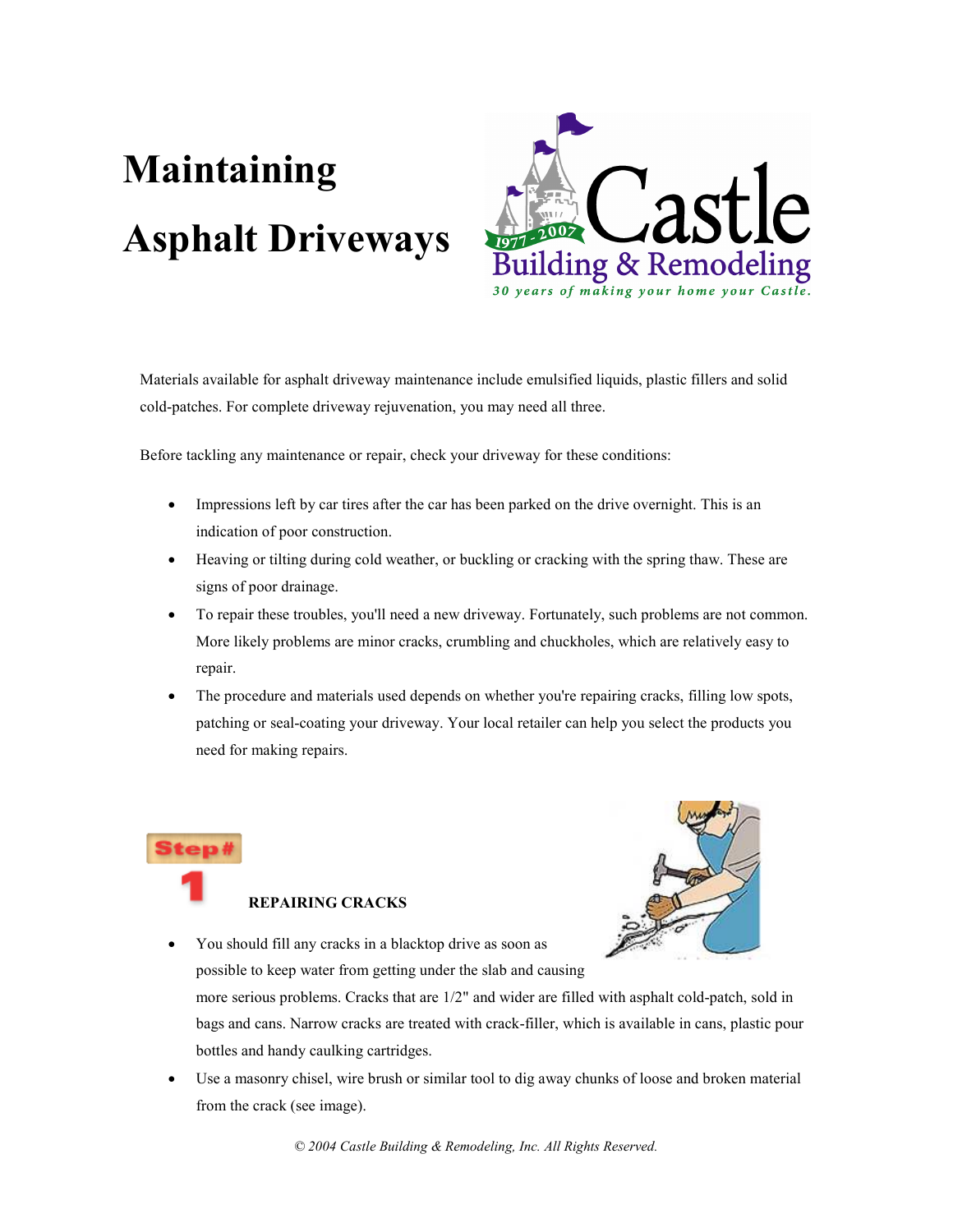# Maintaining Asphalt Driveways

Castle Building & Remodeling

*30 years of making your home your Castle.*

Materials available for asphalt driveway maintenance include emulsified liquids, plastic fillers and solid cold-patches. For complete driveway rejuvenation, you may need all three.

Before tackling any maintenance or repair, check your driveway for these conditions:

- Impressions left by car tires after the car has been parked on the drive overnight. This is an indication of poor construction.
- Heaving or tilting during cold weather, or buckling or cracking with the spring thaw. These are signs of poor drainage.
- To repair these troubles, you'll need a new driveway. Fortunately, such problems are not common. More likely problems are minor cracks, crumbling and chuckholes, which are relatively easy to repair.
- The procedure and materials used depends on whether you're repairing cracks, filling low spots, patching or seal-coating your driveway. Your local retailer can help you select the products you need for making repairs.

## Step# 1

### REPAIRING CRACKS

- You should fill any cracks in a blacktop drive as soon as possible to keep water from getting under the slab and causing more serious problems. Cracks that are 1/2" and wider are filled with asphalt cold-patch, sold in bags and cans. Narrow cracks are treated with crack-filler, which is available in cans, plastic pour bottles and handy caulking cartridges.
- Use a masonry chisel, wire brush or similar tool to dig away chunks of loose and broken material from the crack (see image).

*© 2004 Castle Building & Remodeling, Inc. All Rights Reserved.*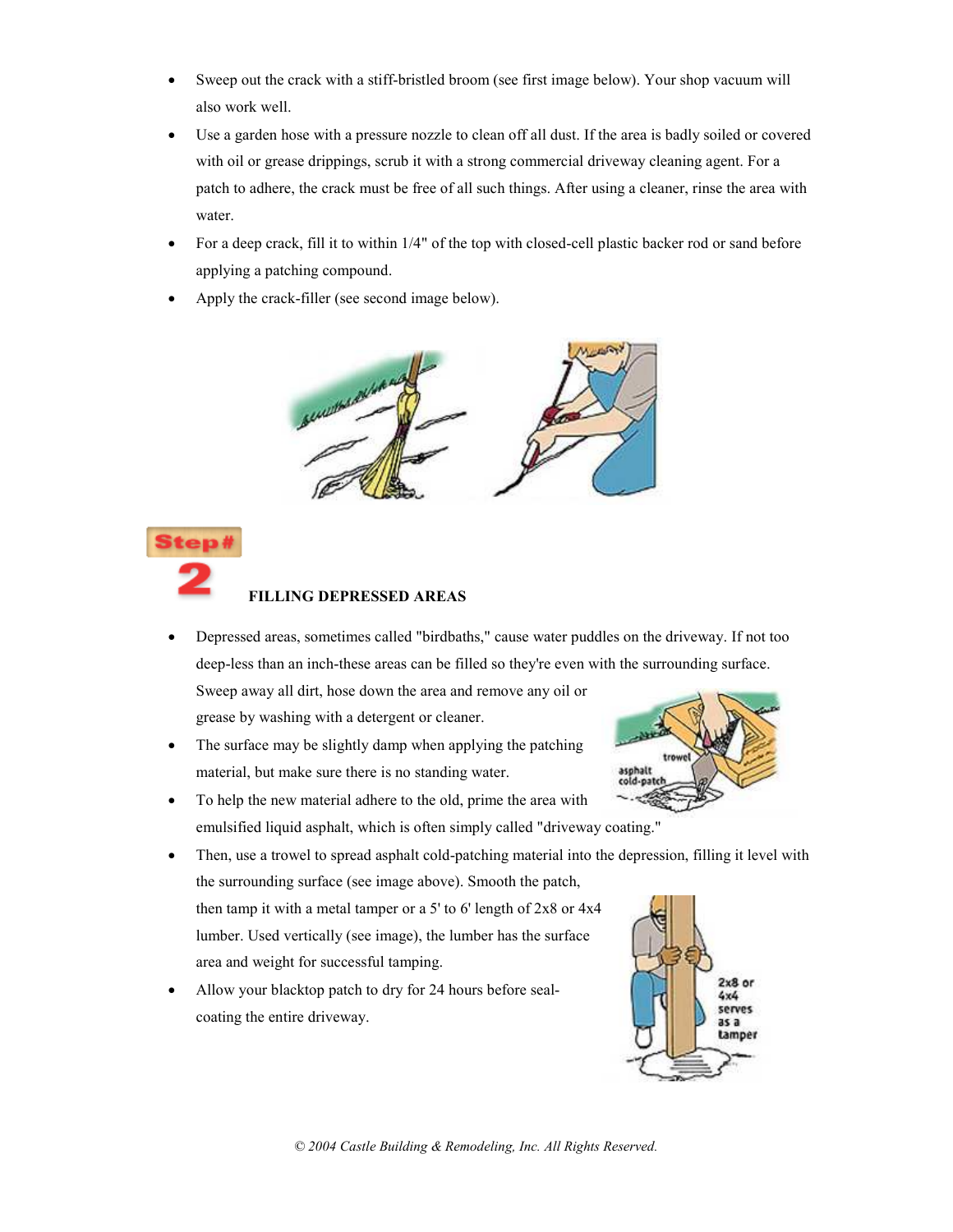- Sweep out the crack with a stiff-bristled broom (see first image below). Your shop vacuum will also work well.
- Use a garden hose with a pressure nozzle to clean off all dust. If the area is badly soiled or covered with oil or grease drippings, scrub it with a strong commercial driveway cleaning agent. For a patch to adhere, the crack must be free of all such things. After using a cleaner, rinse the area with water.
- For a deep crack, fill it to within 1/4" of the top with closed-cell plastic backer rod or sand before applying a patching compound.
- Apply the crack-filler (see second image below).

## Step# 2 FILLING DEPRESSED AREAS

- Depressed areas, sometimes called "birdbaths," cause water puddles on the driveway. If not too deep-less than an inch-these areas can be filled so they're even with the surrounding surface. Sweep away all dirt, hose down the area and remove any oil or grease by washing with a detergent or cleaner.
- The surface may be slightly damp when applying the patching material, but make sure there is no standing water.
- To help the new material adhere to the old, prime the area with emulsified liquid asphalt, which is often simply called "driveway coating."
- Then, use a trowel to spread asphalt cold-patching material into the depression, filling it level with the surrounding surface (see image above). Smooth the patch, then tamp it with a metal tamper or a 5' to 6' length of 2x8 or 4x4 lumber. Used vertically (see image), the lumber has the surface area and weight for successful tamping.
- Allow your blacktop patch to dry for 24 hours before seal-coating the entire driveway.

trowel

asphalt cold-patch

2x8 or 4x4 serves as a tamper

*© 2004 Castle Building & Remodeling, Inc. All Rights Reserved.*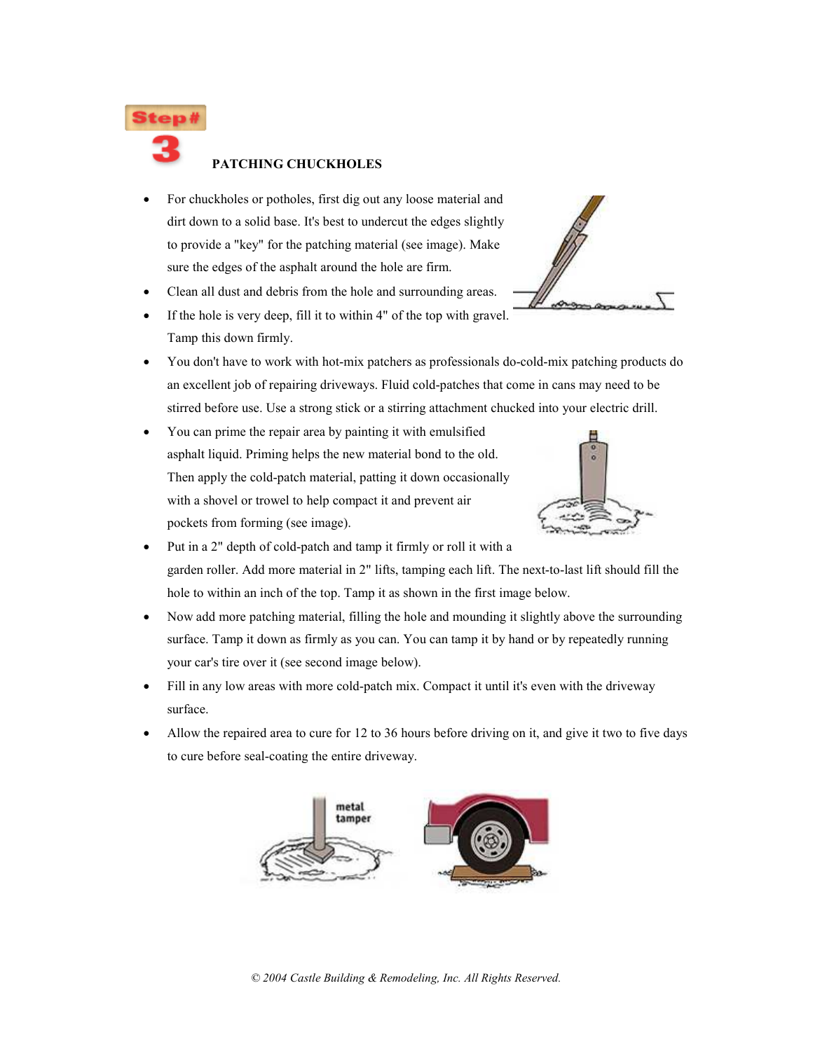Step# 3

## PATCHING CHUCKHOLES

- For chuckholes or potholes, first dig out any loose material and dirt down to a solid base. It's best to undercut the edges slightly to provide a "key" for the patching material (see image). Make sure the edges of the asphalt around the hole are firm.
- Clean all dust and debris from the hole and surrounding areas.
- If the hole is very deep, fill it to within 4" of the top with gravel. Tamp this down firmly.
- You don't have to work with hot-mix patchers as professionals do-cold-mix patching products do an excellent job of repairing driveways. Fluid cold-patches that come in cans may need to be stirred before use. Use a strong stick or a stirring attachment chucked into your electric drill.
- You can prime the repair area by painting it with emulsified asphalt liquid. Priming helps the new material bond to the old. Then apply the cold-patch material, patting it down occasionally with a shovel or trowel to help compact it and prevent air pockets from forming (see image).
- Put in a 2" depth of cold-patch and tamp it firmly or roll it with a garden roller. Add more material in 2" lifts, tamping each lift. The next-to-last lift should fill the hole to within an inch of the top. Tamp it as shown in the first image below.
- Now add more patching material, filling the hole and mounding it slightly above the surrounding surface. Tamp it down as firmly as you can. You can tamp it by hand or by repeatedly running your car's tire over it (see second image below).
- Fill in any low areas with more cold-patch mix. Compact it until it's even with the driveway surface.
- Allow the repaired area to cure for 12 to 36 hours before driving on it, and give it two to five days to cure before seal-coating the entire driveway.

metal tamper

*© 2004 Castle Building & Remodeling, Inc. All Rights Reserved.*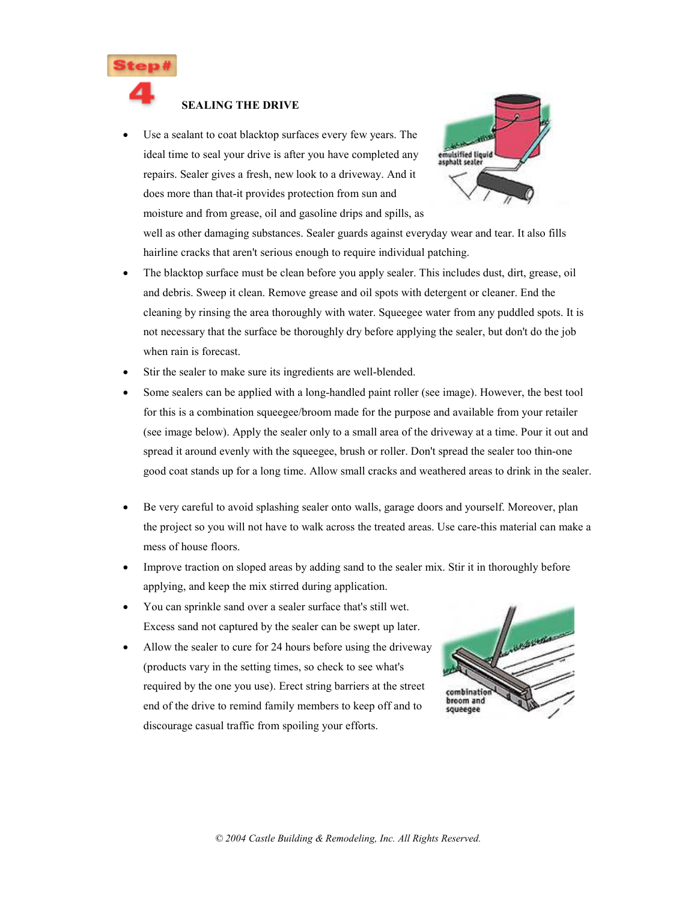Step# 4

## SEALING THE DRIVE

- Use a sealant to coat blacktop surfaces every few years. The ideal time to seal your drive is after you have completed any repairs. Sealer gives a fresh, new look to a driveway. And it does more than that-it provides protection from sun and moisture and from grease, oil and gasoline drips and spills, as well as other damaging substances. Sealer guards against everyday wear and tear. It also fills hairline cracks that aren't serious enough to require individual patching.
- The blacktop surface must be clean before you apply sealer. This includes dust, dirt, grease, oil and debris. Sweep it clean. Remove grease and oil spots with detergent or cleaner. End the cleaning by rinsing the area thoroughly with water. Squeegee water from any puddled spots. It is not necessary that the surface be thoroughly dry before applying the sealer, but don't do the job when rain is forecast.
- Stir the sealer to make sure its ingredients are well-blended.
- Some sealers can be applied with a long-handled paint roller (see image). However, the best tool for this is a combination squeegee/broom made for the purpose and available from your retailer (see image below). Apply the sealer only to a small area of the driveway at a time. Pour it out and spread it around evenly with the squeegee, brush or roller. Don't spread the sealer too thin-one good coat stands up for a long time. Allow small cracks and weathered areas to drink in the sealer.
- Be very careful to avoid splashing sealer onto walls, garage doors and yourself. Moreover, plan the project so you will not have to walk across the treated areas. Use care-this material can make a mess of house floors.
- Improve traction on sloped areas by adding sand to the sealer mix. Stir it in thoroughly before applying, and keep the mix stirred during application.
- You can sprinkle sand over a sealer surface that's still wet. Excess sand not captured by the sealer can be swept up later.
- Allow the sealer to cure for 24 hours before using the driveway (products vary in the setting times, so check to see what's required by the one you use). Erect string barriers at the street end of the drive to remind family members to keep off and to discourage casual traffic from spoiling your efforts.

emulsified liquid asphalt sealer

combination broom and squeegee

*© 2004 Castle Building & Remodeling, Inc. All Rights Reserved.*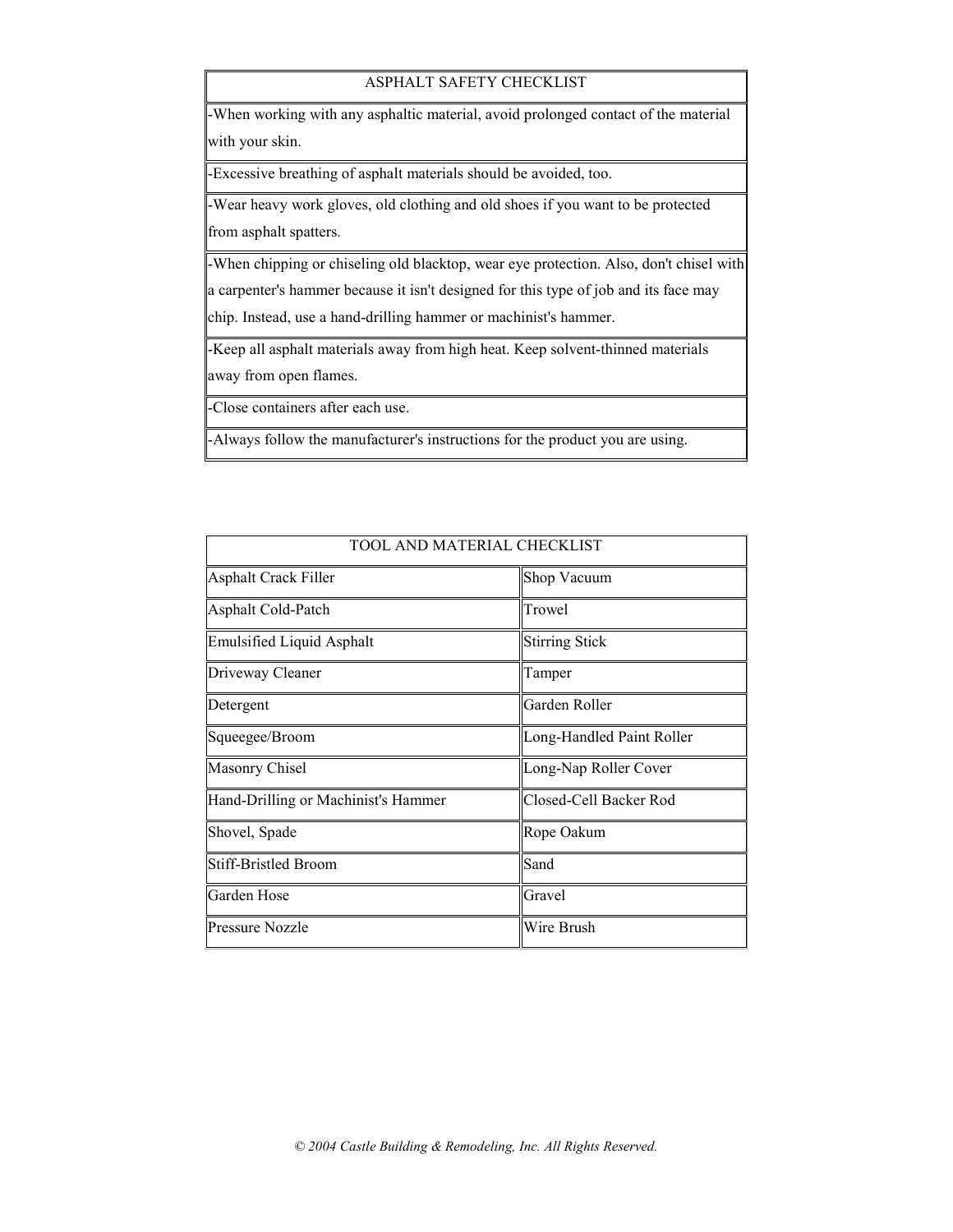| ASPHALT SAFETY CHECKLIST |
| --- |
| -When working with any asphaltic material, avoid prolonged contact of the material with your skin. |
| -Excessive breathing of asphalt materials should be avoided, too. |
| -Wear heavy work gloves, old clothing and old shoes if you want to be protected from asphalt spatters. |
| -When chipping or chiseling old blacktop, wear eye protection. Also, don't chisel with a carpenter's hammer because it isn't designed for this type of job and its face may chip. Instead, use a hand-drilling hammer or machinist's hammer. |
| -Keep all asphalt materials away from high heat. Keep solvent-thinned materials away from open flames. |
| -Close containers after each use. |
| -Always follow the manufacturer's instructions for the product you are using. |

| TOOL AND MATERIAL CHECKLIST | |
| --- | --- |
| Asphalt Crack Filler | Shop Vacuum |
| Asphalt Cold-Patch | Trowel |
| Emulsified Liquid Asphalt | Stirring Stick |
| Driveway Cleaner | Tamper |
| Detergent | Garden Roller |
| Squeegee/Broom | Long-Handled Paint Roller |
| Masonry Chisel | Long-Nap Roller Cover |
| Hand-Drilling or Machinist's Hammer | Closed-Cell Backer Rod |
| Shovel, Spade | Rope Oakum |
| Stiff-Bristled Broom | Sand |
| Garden Hose | Gravel |
| Pressure Nozzle | Wire Brush |

*© 2004 Castle Building & Remodeling, Inc. All Rights Reserved.*